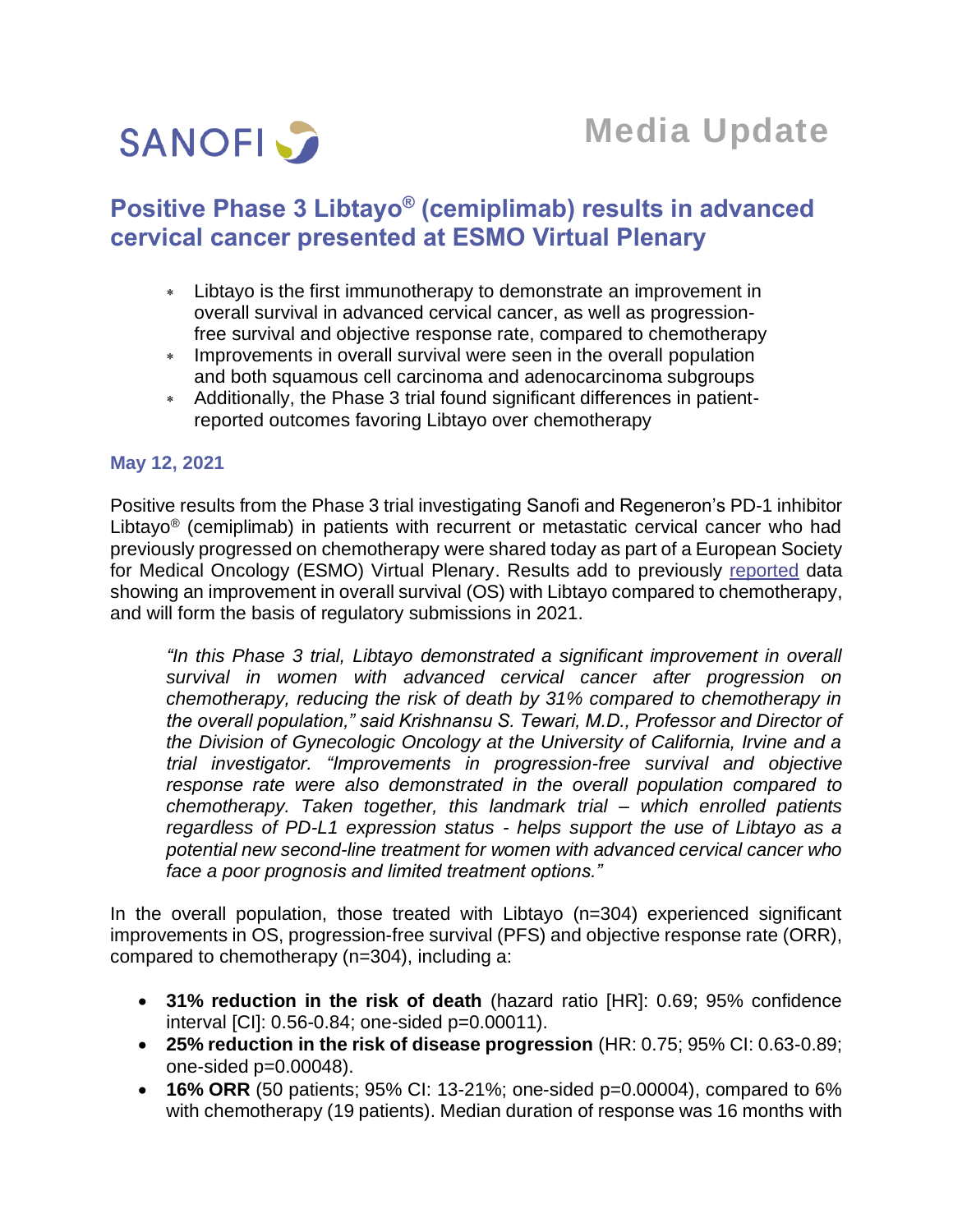SANOFI

Media Update

# Positive Phase 3 Libtayo® (cemiplimab) results in advanced cervical cancer presented at ESMO Virtual Plenary

- Libtayo is the first immunotherapy to demonstrate an improvement in overall survival in advanced cervical cancer, as well as progression-free survival and objective response rate, compared to chemotherapy
- Improvements in overall survival were seen in the overall population and both squamous cell carcinoma and adenocarcinoma subgroups
- Additionally, the Phase 3 trial found significant differences in patient-reported outcomes favoring Libtayo over chemotherapy

**May 12, 2021**

Positive results from the Phase 3 trial investigating Sanofi and Regeneron's PD-1 inhibitor Libtayo® (cemiplimab) in patients with recurrent or metastatic cervical cancer who had previously progressed on chemotherapy were shared today as part of a European Society for Medical Oncology (ESMO) Virtual Plenary. Results add to previously reported data showing an improvement in overall survival (OS) with Libtayo compared to chemotherapy, and will form the basis of regulatory submissions in 2021.

> *"In this Phase 3 trial, Libtayo demonstrated a significant improvement in overall survival in women with advanced cervical cancer after progression on chemotherapy, reducing the risk of death by 31% compared to chemotherapy in the overall population," said Krishnansu S. Tewari, M.D., Professor and Director of the Division of Gynecologic Oncology at the University of California, Irvine and a trial investigator. "Improvements in progression-free survival and objective response rate were also demonstrated in the overall population compared to chemotherapy. Taken together, this landmark trial – which enrolled patients regardless of PD-L1 expression status - helps support the use of Libtayo as a potential new second-line treatment for women with advanced cervical cancer who face a poor prognosis and limited treatment options."*

In the overall population, those treated with Libtayo (n=304) experienced significant improvements in OS, progression-free survival (PFS) and objective response rate (ORR), compared to chemotherapy (n=304), including a:

- **31% reduction in the risk of death** (hazard ratio [HR]: 0.69; 95% confidence interval [CI]: 0.56-0.84; one-sided p=0.00011).
- **25% reduction in the risk of disease progression** (HR: 0.75; 95% CI: 0.63-0.89; one-sided p=0.00048).
- **16% ORR** (50 patients; 95% CI: 13-21%; one-sided p=0.00004), compared to 6% with chemotherapy (19 patients). Median duration of response was 16 months with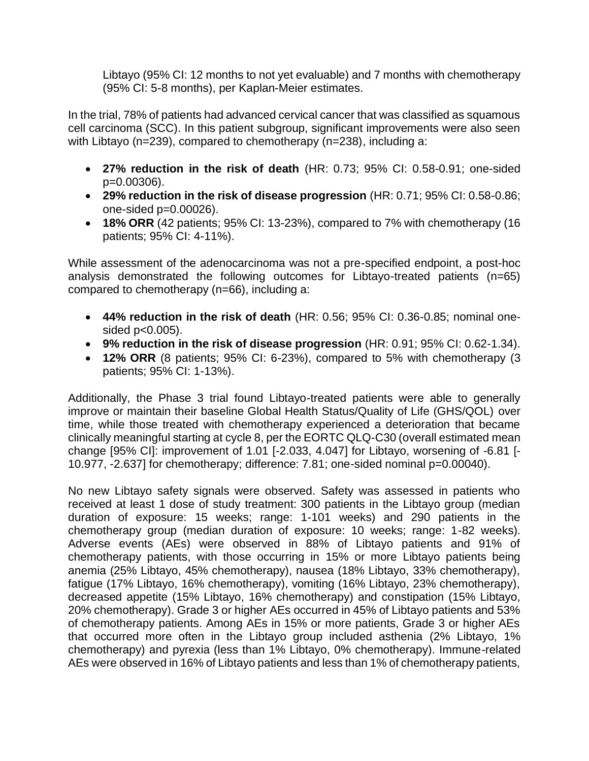Libtayo (95% CI: 12 months to not yet evaluable) and 7 months with chemotherapy (95% CI: 5-8 months), per Kaplan-Meier estimates.

In the trial, 78% of patients had advanced cervical cancer that was classified as squamous cell carcinoma (SCC). In this patient subgroup, significant improvements were also seen with Libtayo (n=239), compared to chemotherapy (n=238), including a:

- **27% reduction in the risk of death** (HR: 0.73; 95% CI: 0.58-0.91; one-sided p=0.00306).
- **29% reduction in the risk of disease progression** (HR: 0.71; 95% CI: 0.58-0.86; one-sided p=0.00026).
- **18% ORR** (42 patients; 95% CI: 13-23%), compared to 7% with chemotherapy (16 patients; 95% CI: 4-11%).

While assessment of the adenocarcinoma was not a pre-specified endpoint, a post-hoc analysis demonstrated the following outcomes for Libtayo-treated patients (n=65) compared to chemotherapy (n=66), including a:

- **44% reduction in the risk of death** (HR: 0.56; 95% CI: 0.36-0.85; nominal one-sided p<0.005).
- **9% reduction in the risk of disease progression** (HR: 0.91; 95% CI: 0.62-1.34).
- **12% ORR** (8 patients; 95% CI: 6-23%), compared to 5% with chemotherapy (3 patients; 95% CI: 1-13%).

Additionally, the Phase 3 trial found Libtayo-treated patients were able to generally improve or maintain their baseline Global Health Status/Quality of Life (GHS/QOL) over time, while those treated with chemotherapy experienced a deterioration that became clinically meaningful starting at cycle 8, per the EORTC QLQ-C30 (overall estimated mean change [95% CI]: improvement of 1.01 [-2.033, 4.047] for Libtayo, worsening of -6.81 [-10.977, -2.637] for chemotherapy; difference: 7.81; one-sided nominal p=0.00040).

No new Libtayo safety signals were observed. Safety was assessed in patients who received at least 1 dose of study treatment: 300 patients in the Libtayo group (median duration of exposure: 15 weeks; range: 1-101 weeks) and 290 patients in the chemotherapy group (median duration of exposure: 10 weeks; range: 1-82 weeks). Adverse events (AEs) were observed in 88% of Libtayo patients and 91% of chemotherapy patients, with those occurring in 15% or more Libtayo patients being anemia (25% Libtayo, 45% chemotherapy), nausea (18% Libtayo, 33% chemotherapy), fatigue (17% Libtayo, 16% chemotherapy), vomiting (16% Libtayo, 23% chemotherapy), decreased appetite (15% Libtayo, 16% chemotherapy) and constipation (15% Libtayo, 20% chemotherapy). Grade 3 or higher AEs occurred in 45% of Libtayo patients and 53% of chemotherapy patients. Among AEs in 15% or more patients, Grade 3 or higher AEs that occurred more often in the Libtayo group included asthenia (2% Libtayo, 1% chemotherapy) and pyrexia (less than 1% Libtayo, 0% chemotherapy). Immune-related AEs were observed in 16% of Libtayo patients and less than 1% of chemotherapy patients,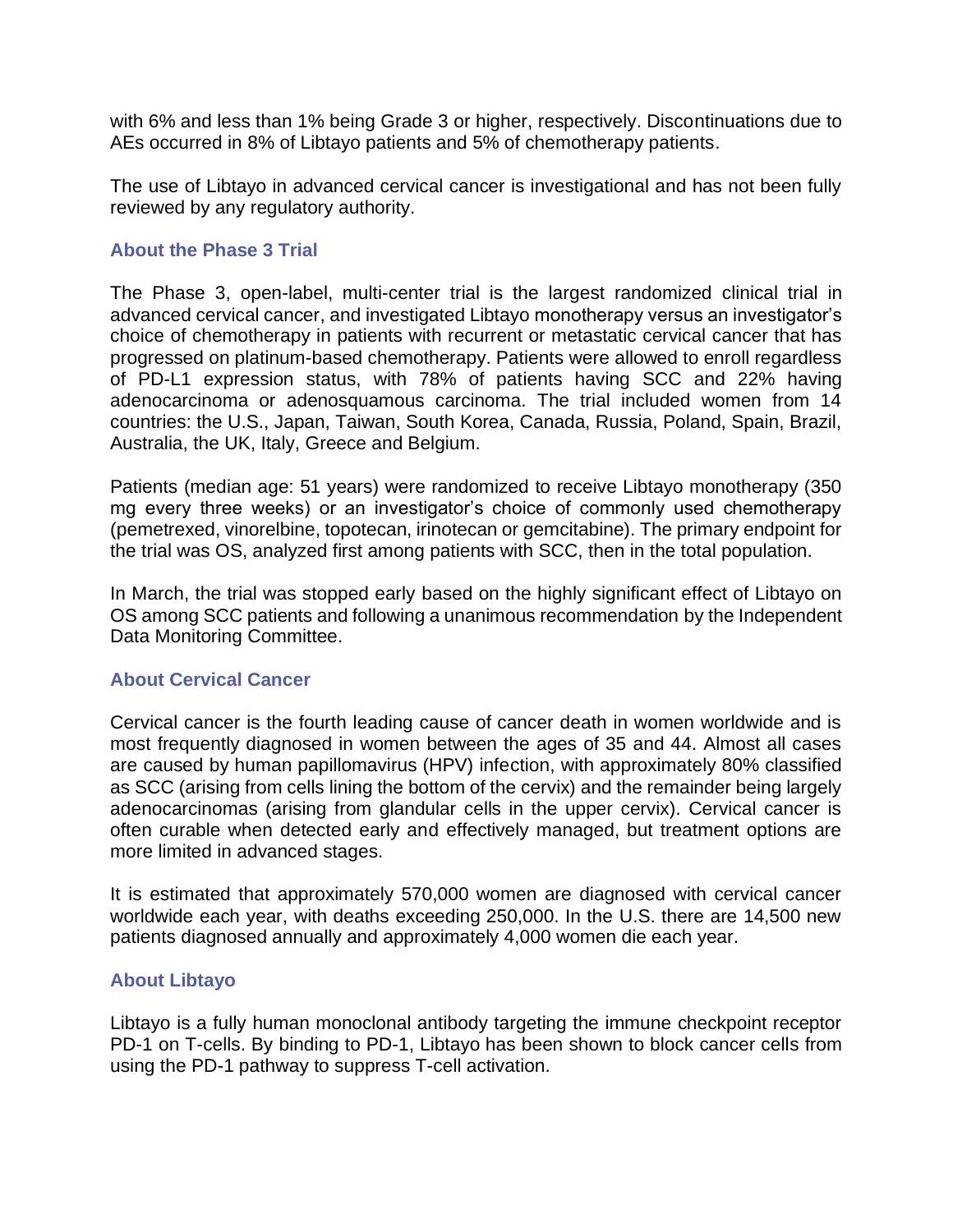with 6% and less than 1% being Grade 3 or higher, respectively. Discontinuations due to AEs occurred in 8% of Libtayo patients and 5% of chemotherapy patients.

The use of Libtayo in advanced cervical cancer is investigational and has not been fully reviewed by any regulatory authority.

### About the Phase 3 Trial

The Phase 3, open-label, multi-center trial is the largest randomized clinical trial in advanced cervical cancer, and investigated Libtayo monotherapy versus an investigator's choice of chemotherapy in patients with recurrent or metastatic cervical cancer that has progressed on platinum-based chemotherapy. Patients were allowed to enroll regardless of PD-L1 expression status, with 78% of patients having SCC and 22% having adenocarcinoma or adenosquamous carcinoma. The trial included women from 14 countries: the U.S., Japan, Taiwan, South Korea, Canada, Russia, Poland, Spain, Brazil, Australia, the UK, Italy, Greece and Belgium.

Patients (median age: 51 years) were randomized to receive Libtayo monotherapy (350 mg every three weeks) or an investigator's choice of commonly used chemotherapy (pemetrexed, vinorelbine, topotecan, irinotecan or gemcitabine). The primary endpoint for the trial was OS, analyzed first among patients with SCC, then in the total population.

In March, the trial was stopped early based on the highly significant effect of Libtayo on OS among SCC patients and following a unanimous recommendation by the Independent Data Monitoring Committee.

### About Cervical Cancer

Cervical cancer is the fourth leading cause of cancer death in women worldwide and is most frequently diagnosed in women between the ages of 35 and 44. Almost all cases are caused by human papillomavirus (HPV) infection, with approximately 80% classified as SCC (arising from cells lining the bottom of the cervix) and the remainder being largely adenocarcinomas (arising from glandular cells in the upper cervix). Cervical cancer is often curable when detected early and effectively managed, but treatment options are more limited in advanced stages.

It is estimated that approximately 570,000 women are diagnosed with cervical cancer worldwide each year, with deaths exceeding 250,000. In the U.S. there are 14,500 new patients diagnosed annually and approximately 4,000 women die each year.

### About Libtayo

Libtayo is a fully human monoclonal antibody targeting the immune checkpoint receptor PD-1 on T-cells. By binding to PD-1, Libtayo has been shown to block cancer cells from using the PD-1 pathway to suppress T-cell activation.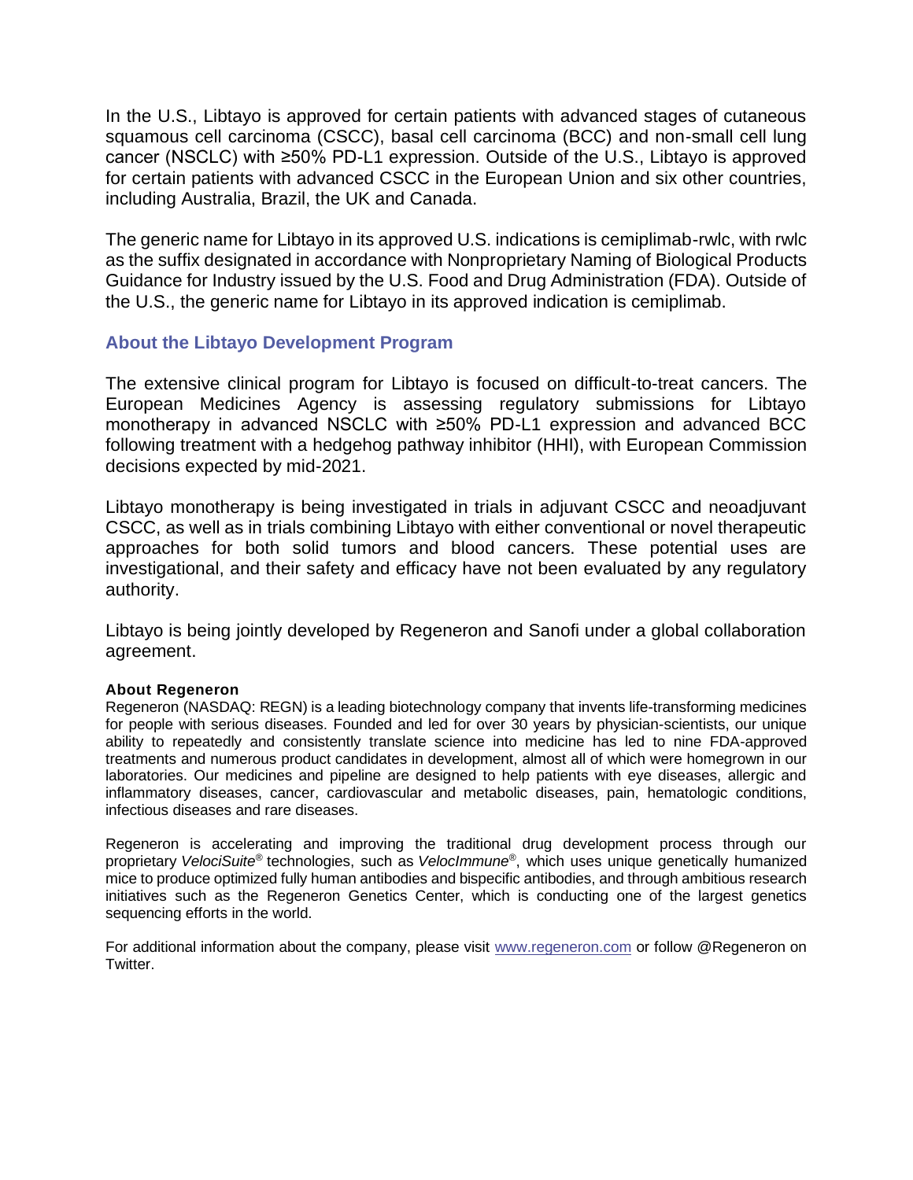In the U.S., Libtayo is approved for certain patients with advanced stages of cutaneous squamous cell carcinoma (CSCC), basal cell carcinoma (BCC) and non-small cell lung cancer (NSCLC) with ≥50% PD-L1 expression. Outside of the U.S., Libtayo is approved for certain patients with advanced CSCC in the European Union and six other countries, including Australia, Brazil, the UK and Canada.

The generic name for Libtayo in its approved U.S. indications is cemiplimab-rwlc, with rwlc as the suffix designated in accordance with Nonproprietary Naming of Biological Products Guidance for Industry issued by the U.S. Food and Drug Administration (FDA). Outside of the U.S., the generic name for Libtayo in its approved indication is cemiplimab.

## About the Libtayo Development Program

The extensive clinical program for Libtayo is focused on difficult-to-treat cancers. The European Medicines Agency is assessing regulatory submissions for Libtayo monotherapy in advanced NSCLC with ≥50% PD-L1 expression and advanced BCC following treatment with a hedgehog pathway inhibitor (HHI), with European Commission decisions expected by mid-2021.

Libtayo monotherapy is being investigated in trials in adjuvant CSCC and neoadjuvant CSCC, as well as in trials combining Libtayo with either conventional or novel therapeutic approaches for both solid tumors and blood cancers. These potential uses are investigational, and their safety and efficacy have not been evaluated by any regulatory authority.

Libtayo is being jointly developed by Regeneron and Sanofi under a global collaboration agreement.

**About Regeneron**

Regeneron (NASDAQ: REGN) is a leading biotechnology company that invents life-transforming medicines for people with serious diseases. Founded and led for over 30 years by physician-scientists, our unique ability to repeatedly and consistently translate science into medicine has led to nine FDA-approved treatments and numerous product candidates in development, almost all of which were homegrown in our laboratories. Our medicines and pipeline are designed to help patients with eye diseases, allergic and inflammatory diseases, cancer, cardiovascular and metabolic diseases, pain, hematologic conditions, infectious diseases and rare diseases.

Regeneron is accelerating and improving the traditional drug development process through our proprietary *VelociSuite®* technologies, such as *VelocImmune®*, which uses unique genetically humanized mice to produce optimized fully human antibodies and bispecific antibodies, and through ambitious research initiatives such as the Regeneron Genetics Center, which is conducting one of the largest genetics sequencing efforts in the world.

For additional information about the company, please visit [www.regeneron.com](http://www.regeneron.com) or follow @Regeneron on Twitter.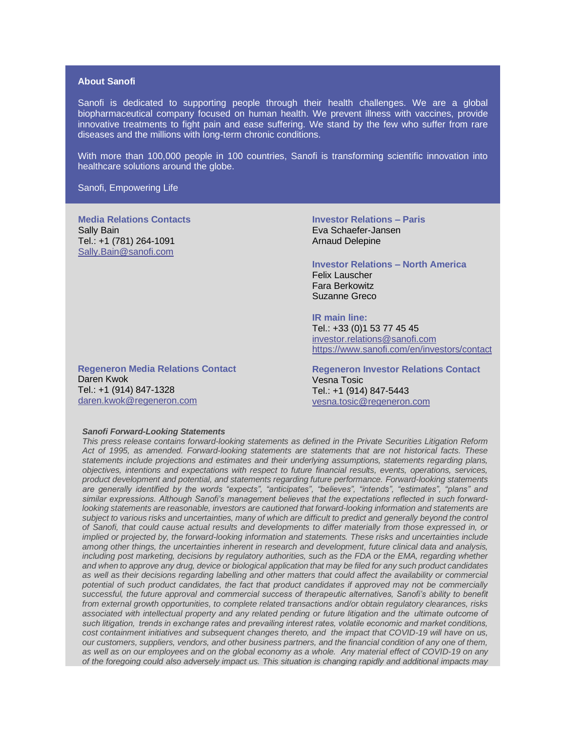**About Sanofi**

Sanofi is dedicated to supporting people through their health challenges. We are a global biopharmaceutical company focused on human health. We prevent illness with vaccines, provide innovative treatments to fight pain and ease suffering. We stand by the few who suffer from rare diseases and the millions with long-term chronic conditions.

With more than 100,000 people in 100 countries, Sanofi is transforming scientific innovation into healthcare solutions around the globe.

Sanofi, Empowering Life

**Media Relations Contacts**
Sally Bain
Tel.: +1 (781) 264-1091
Sally.Bain@sanofi.com

**Investor Relations – Paris**
Eva Schaefer-Jansen
Arnaud Delepine

**Investor Relations – North America**
Felix Lauscher
Fara Berkowitz
Suzanne Greco

**IR main line:**
Tel.: +33 (0)1 53 77 45 45
investor.relations@sanofi.com
https://www.sanofi.com/en/investors/contact

**Regeneron Media Relations Contact**
Daren Kwok
Tel.: +1 (914) 847-1328
daren.kwok@regeneron.com

**Regeneron Investor Relations Contact**
Vesna Tosic
Tel.: +1 (914) 847-5443
vesna.tosic@regeneron.com

***Sanofi Forward-Looking Statements***

*This press release contains forward-looking statements as defined in the Private Securities Litigation Reform Act of 1995, as amended. Forward-looking statements are statements that are not historical facts. These statements include projections and estimates and their underlying assumptions, statements regarding plans, objectives, intentions and expectations with respect to future financial results, events, operations, services, product development and potential, and statements regarding future performance. Forward-looking statements are generally identified by the words "expects", "anticipates", "believes", "intends", "estimates", "plans" and similar expressions. Although Sanofi's management believes that the expectations reflected in such forward-looking statements are reasonable, investors are cautioned that forward-looking information and statements are subject to various risks and uncertainties, many of which are difficult to predict and generally beyond the control of Sanofi, that could cause actual results and developments to differ materially from those expressed in, or implied or projected by, the forward-looking information and statements. These risks and uncertainties include among other things, the uncertainties inherent in research and development, future clinical data and analysis, including post marketing, decisions by regulatory authorities, such as the FDA or the EMA, regarding whether and when to approve any drug, device or biological application that may be filed for any such product candidates as well as their decisions regarding labelling and other matters that could affect the availability or commercial potential of such product candidates, the fact that product candidates if approved may not be commercially successful, the future approval and commercial success of therapeutic alternatives, Sanofi's ability to benefit from external growth opportunities, to complete related transactions and/or obtain regulatory clearances, risks associated with intellectual property and any related pending or future litigation and the ultimate outcome of such litigation, trends in exchange rates and prevailing interest rates, volatile economic and market conditions, cost containment initiatives and subsequent changes thereto, and the impact that COVID-19 will have on us, our customers, suppliers, vendors, and other business partners, and the financial condition of any one of them, as well as on our employees and on the global economy as a whole. Any material effect of COVID-19 on any of the foregoing could also adversely impact us. This situation is changing rapidly and additional impacts may*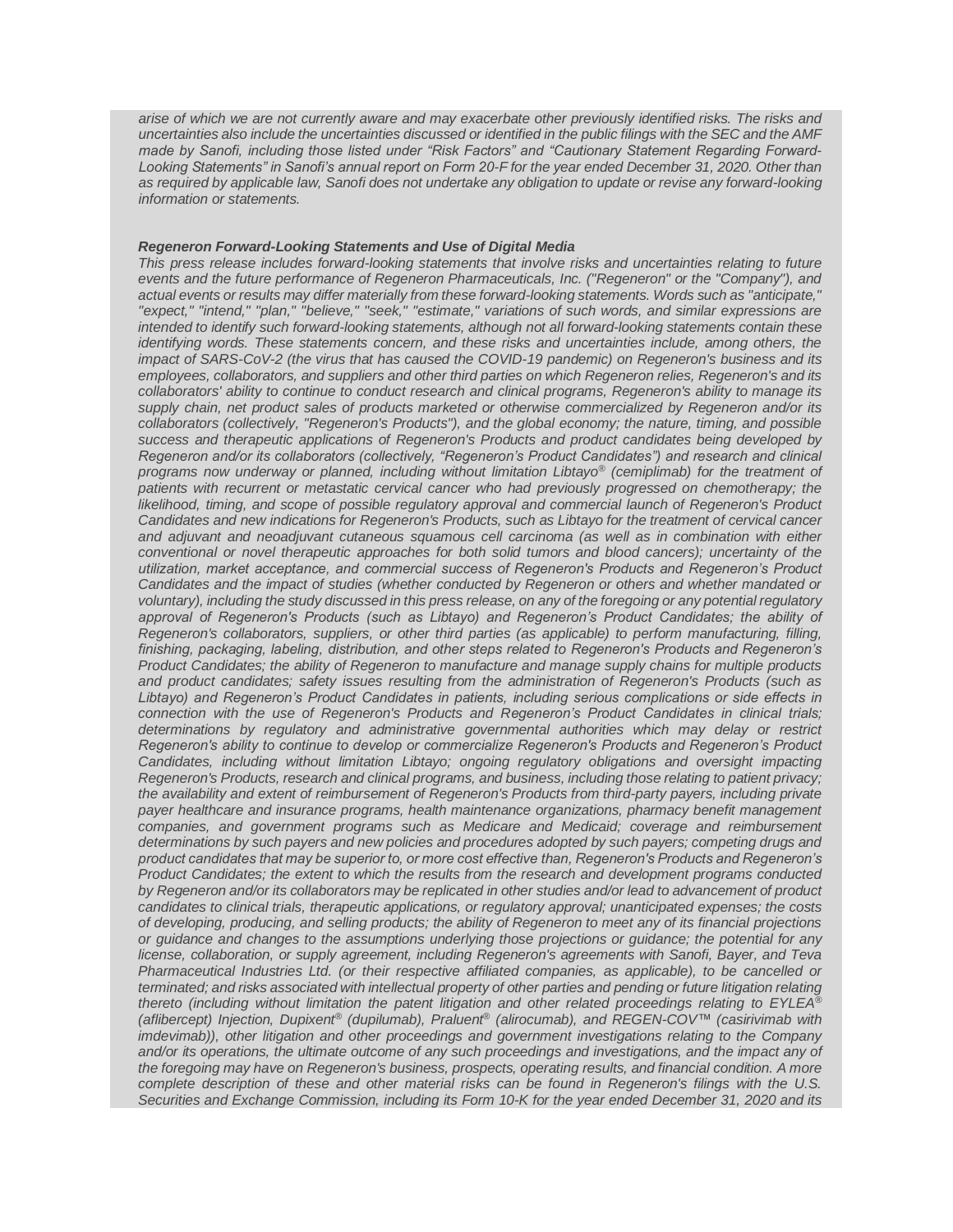*arise of which we are not currently aware and may exacerbate other previously identified risks. The risks and uncertainties also include the uncertainties discussed or identified in the public filings with the SEC and the AMF made by Sanofi, including those listed under "Risk Factors" and "Cautionary Statement Regarding Forward-Looking Statements" in Sanofi's annual report on Form 20-F for the year ended December 31, 2020. Other than as required by applicable law, Sanofi does not undertake any obligation to update or revise any forward-looking information or statements.*

***Regeneron Forward-Looking Statements and Use of Digital Media***

*This press release includes forward-looking statements that involve risks and uncertainties relating to future events and the future performance of Regeneron Pharmaceuticals, Inc. ("Regeneron" or the "Company"), and actual events or results may differ materially from these forward-looking statements. Words such as "anticipate," "expect," "intend," "plan," "believe," "seek," "estimate," variations of such words, and similar expressions are intended to identify such forward-looking statements, although not all forward-looking statements contain these identifying words. These statements concern, and these risks and uncertainties include, among others, the impact of SARS-CoV-2 (the virus that has caused the COVID-19 pandemic) on Regeneron's business and its employees, collaborators, and suppliers and other third parties on which Regeneron relies, Regeneron's and its collaborators' ability to continue to conduct research and clinical programs, Regeneron's ability to manage its supply chain, net product sales of products marketed or otherwise commercialized by Regeneron and/or its collaborators (collectively, "Regeneron's Products"), and the global economy; the nature, timing, and possible success and therapeutic applications of Regeneron's Products and product candidates being developed by Regeneron and/or its collaborators (collectively, "Regeneron's Product Candidates") and research and clinical programs now underway or planned, including without limitation Libtayo® (cemiplimab) for the treatment of patients with recurrent or metastatic cervical cancer who had previously progressed on chemotherapy; the likelihood, timing, and scope of possible regulatory approval and commercial launch of Regeneron's Product Candidates and new indications for Regeneron's Products, such as Libtayo for the treatment of cervical cancer and adjuvant and neoadjuvant cutaneous squamous cell carcinoma (as well as in combination with either conventional or novel therapeutic approaches for both solid tumors and blood cancers); uncertainty of the utilization, market acceptance, and commercial success of Regeneron's Products and Regeneron's Product Candidates and the impact of studies (whether conducted by Regeneron or others and whether mandated or voluntary), including the study discussed in this press release, on any of the foregoing or any potential regulatory approval of Regeneron's Products (such as Libtayo) and Regeneron's Product Candidates; the ability of Regeneron's collaborators, suppliers, or other third parties (as applicable) to perform manufacturing, filling, finishing, packaging, labeling, distribution, and other steps related to Regeneron's Products and Regeneron's Product Candidates; the ability of Regeneron to manufacture and manage supply chains for multiple products and product candidates; safety issues resulting from the administration of Regeneron's Products (such as Libtayo) and Regeneron's Product Candidates in patients, including serious complications or side effects in connection with the use of Regeneron's Products and Regeneron's Product Candidates in clinical trials; determinations by regulatory and administrative governmental authorities which may delay or restrict Regeneron's ability to continue to develop or commercialize Regeneron's Products and Regeneron's Product Candidates, including without limitation Libtayo; ongoing regulatory obligations and oversight impacting Regeneron's Products, research and clinical programs, and business, including those relating to patient privacy; the availability and extent of reimbursement of Regeneron's Products from third-party payers, including private payer healthcare and insurance programs, health maintenance organizations, pharmacy benefit management companies, and government programs such as Medicare and Medicaid; coverage and reimbursement determinations by such payers and new policies and procedures adopted by such payers; competing drugs and product candidates that may be superior to, or more cost effective than, Regeneron's Products and Regeneron's Product Candidates; the extent to which the results from the research and development programs conducted by Regeneron and/or its collaborators may be replicated in other studies and/or lead to advancement of product candidates to clinical trials, therapeutic applications, or regulatory approval; unanticipated expenses; the costs of developing, producing, and selling products; the ability of Regeneron to meet any of its financial projections or guidance and changes to the assumptions underlying those projections or guidance; the potential for any license, collaboration, or supply agreement, including Regeneron's agreements with Sanofi, Bayer, and Teva Pharmaceutical Industries Ltd. (or their respective affiliated companies, as applicable), to be cancelled or terminated; and risks associated with intellectual property of other parties and pending or future litigation relating thereto (including without limitation the patent litigation and other related proceedings relating to EYLEA® (aflibercept) Injection, Dupixent® (dupilumab), Praluent® (alirocumab), and REGEN-COV™ (casirivimab with imdevimab)), other litigation and other proceedings and government investigations relating to the Company and/or its operations, the ultimate outcome of any such proceedings and investigations, and the impact any of the foregoing may have on Regeneron's business, prospects, operating results, and financial condition. A more complete description of these and other material risks can be found in Regeneron's filings with the U.S. Securities and Exchange Commission, including its Form 10-K for the year ended December 31, 2020 and its*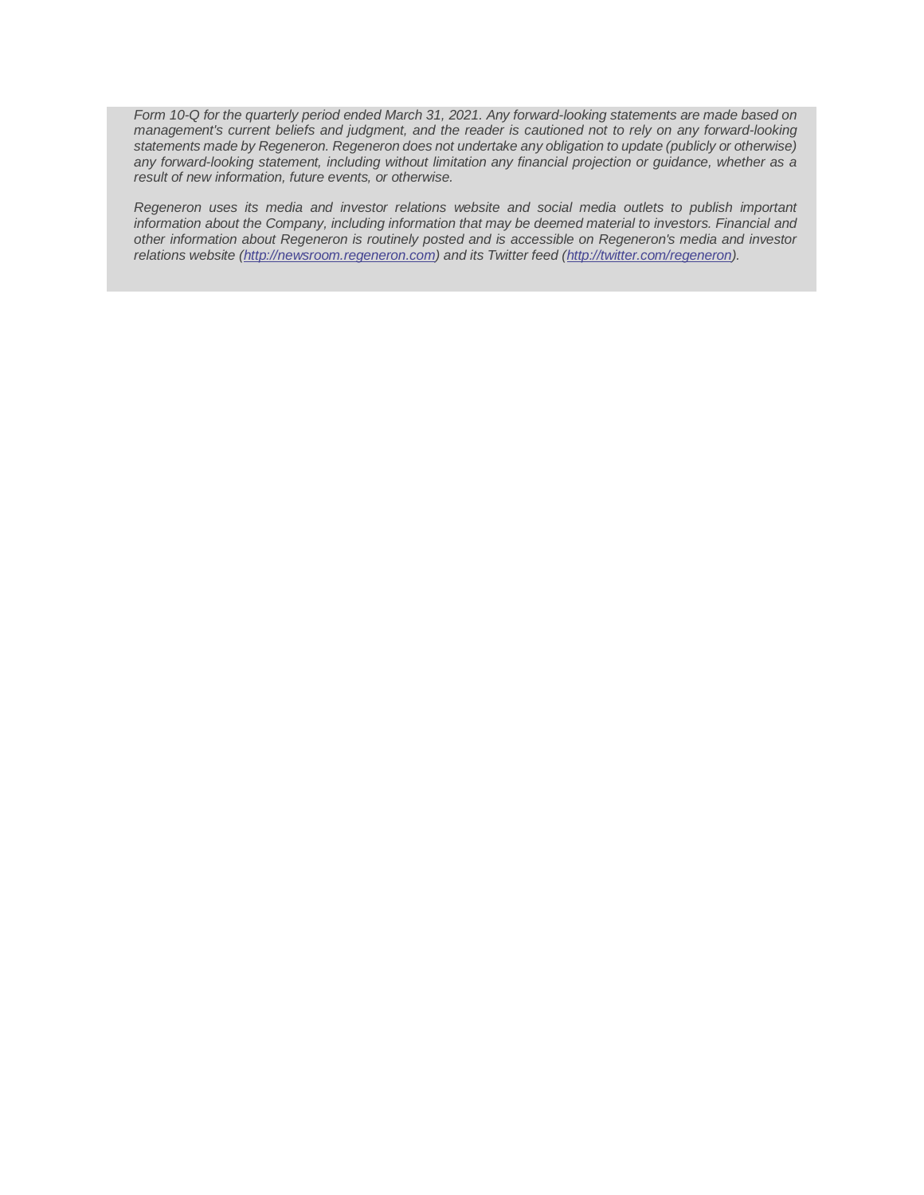*Form 10-Q for the quarterly period ended March 31, 2021. Any forward-looking statements are made based on management's current beliefs and judgment, and the reader is cautioned not to rely on any forward-looking statements made by Regeneron. Regeneron does not undertake any obligation to update (publicly or otherwise) any forward-looking statement, including without limitation any financial projection or guidance, whether as a result of new information, future events, or otherwise.*

*Regeneron uses its media and investor relations website and social media outlets to publish important information about the Company, including information that may be deemed material to investors. Financial and other information about Regeneron is routinely posted and is accessible on Regeneron's media and investor relations website ([http://newsroom.regeneron.com](http://newsroom.regeneron.com)) and its Twitter feed ([http://twitter.com/regeneron](http://twitter.com/regeneron)).*